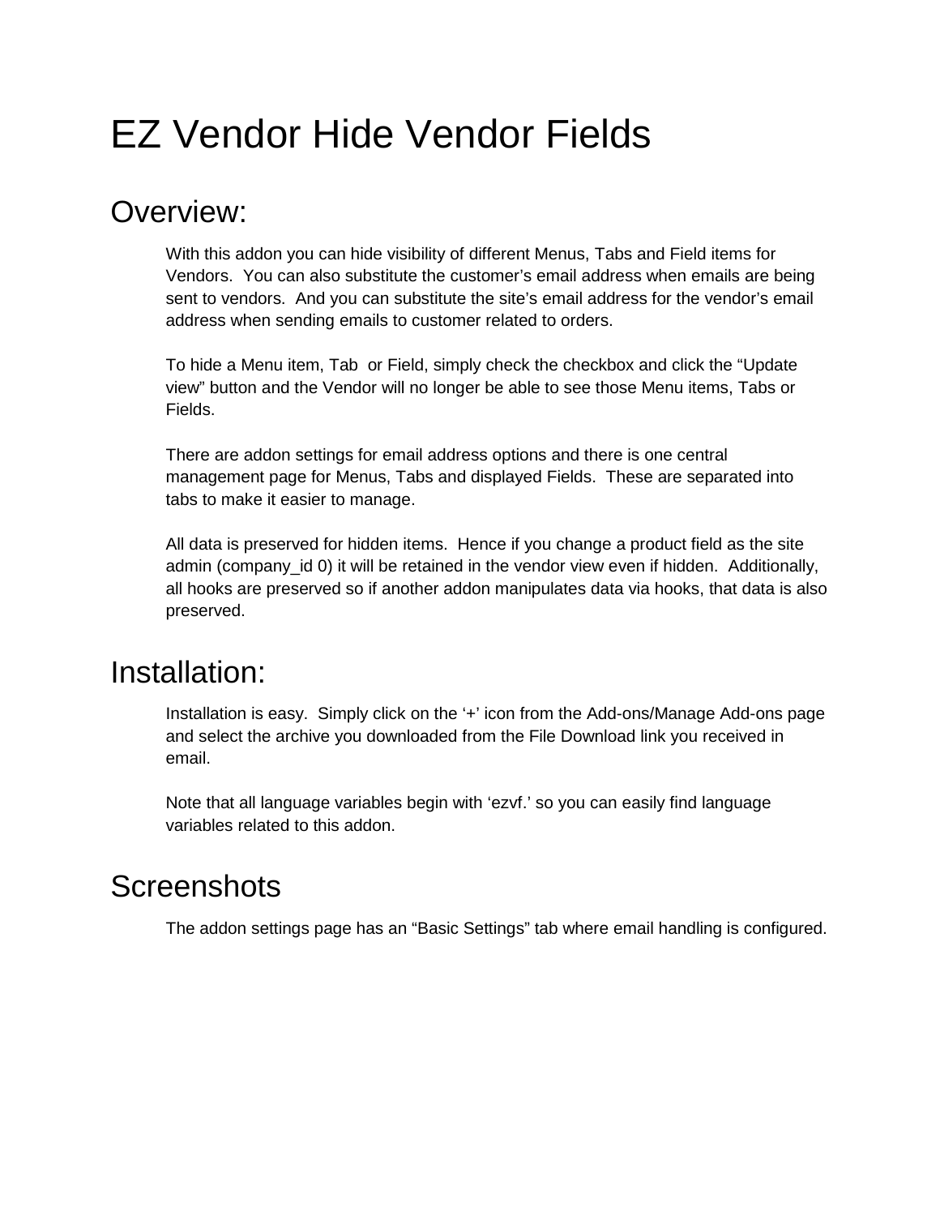# EZ Vendor Hide Vendor Fields

## Overview:

With this addon you can hide visibility of different Menus, Tabs and Field items for Vendors. You can also substitute the customer's email address when emails are being sent to vendors. And you can substitute the site's email address for the vendor's email address when sending emails to customer related to orders.

To hide a Menu item, Tab or Field, simply check the checkbox and click the "Update view" button and the Vendor will no longer be able to see those Menu items, Tabs or Fields.

There are addon settings for email address options and there is one central management page for Menus, Tabs and displayed Fields. These are separated into tabs to make it easier to manage.

All data is preserved for hidden items. Hence if you change a product field as the site admin (company_id 0) it will be retained in the vendor view even if hidden. Additionally, all hooks are preserved so if another addon manipulates data via hooks, that data is also preserved.

## Installation:

Installation is easy. Simply click on the '+' icon from the Add-ons/Manage Add-ons page and select the archive you downloaded from the File Download link you received in email.

Note that all language variables begin with 'ezvf.' so you can easily find language variables related to this addon.

## Screenshots

The addon settings page has an "Basic Settings" tab where email handling is configured.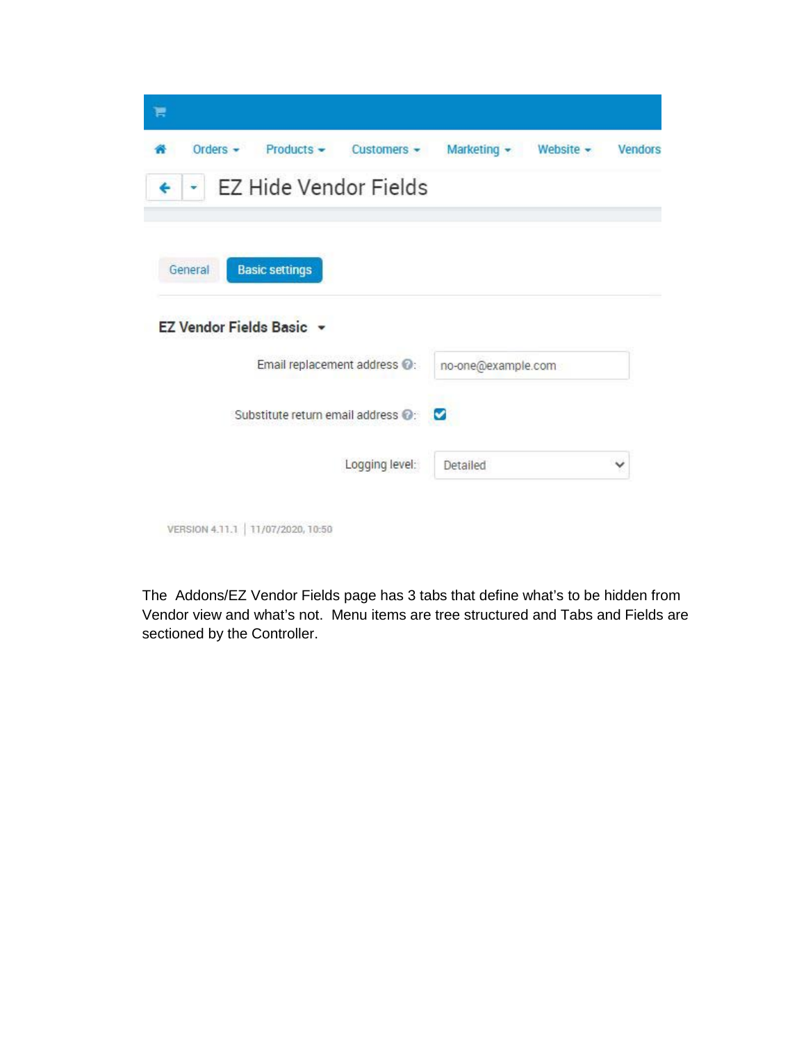Orders ▾ Products ▾ Customers ▾ Marketing ▾ Website ▾ Vendors

# EZ Hide Vendor Fields

General | **Basic settings**

## EZ Vendor Fields Basic

Email replacement address: no-one@example.com

Substitute return email address: ☑

Logging level: Detailed

VERSION 4.11.1 | 11/07/2020, 10:50

The Addons/EZ Vendor Fields page has 3 tabs that define what's to be hidden from Vendor view and what's not. Menu items are tree structured and Tabs and Fields are sectioned by the Controller.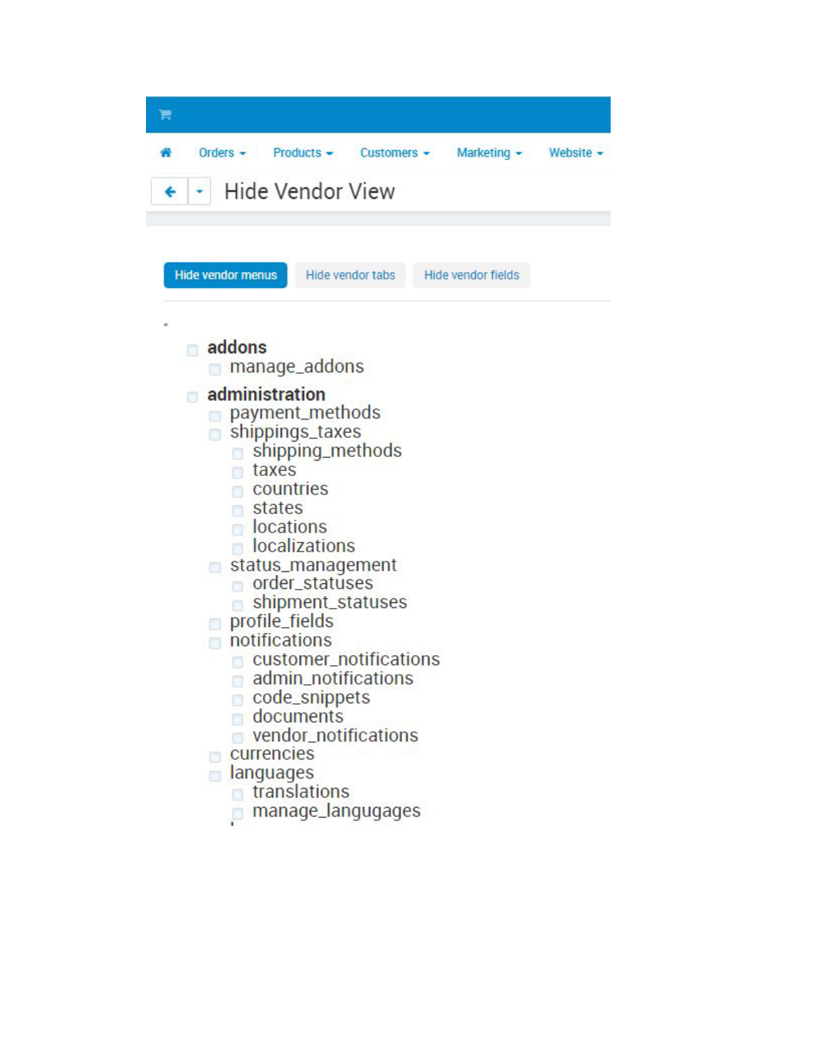Orders Products Customers Marketing Website

# Hide Vendor View

Hide vendor menus | Hide vendor tabs | Hide vendor fields

- **addons**
  - manage_addons
- **administration**
  - payment_methods
  - shippings_taxes
    - shipping_methods
    - taxes
    - countries
    - states
    - locations
    - localizations
  - status_management
    - order_statuses
    - shipment_statuses
  - profile_fields
  - notifications
    - customer_notifications
    - admin_notifications
    - code_snippets
    - documents
    - vendor_notifications
  - currencies
  - languages
    - translations
    - manage_langugages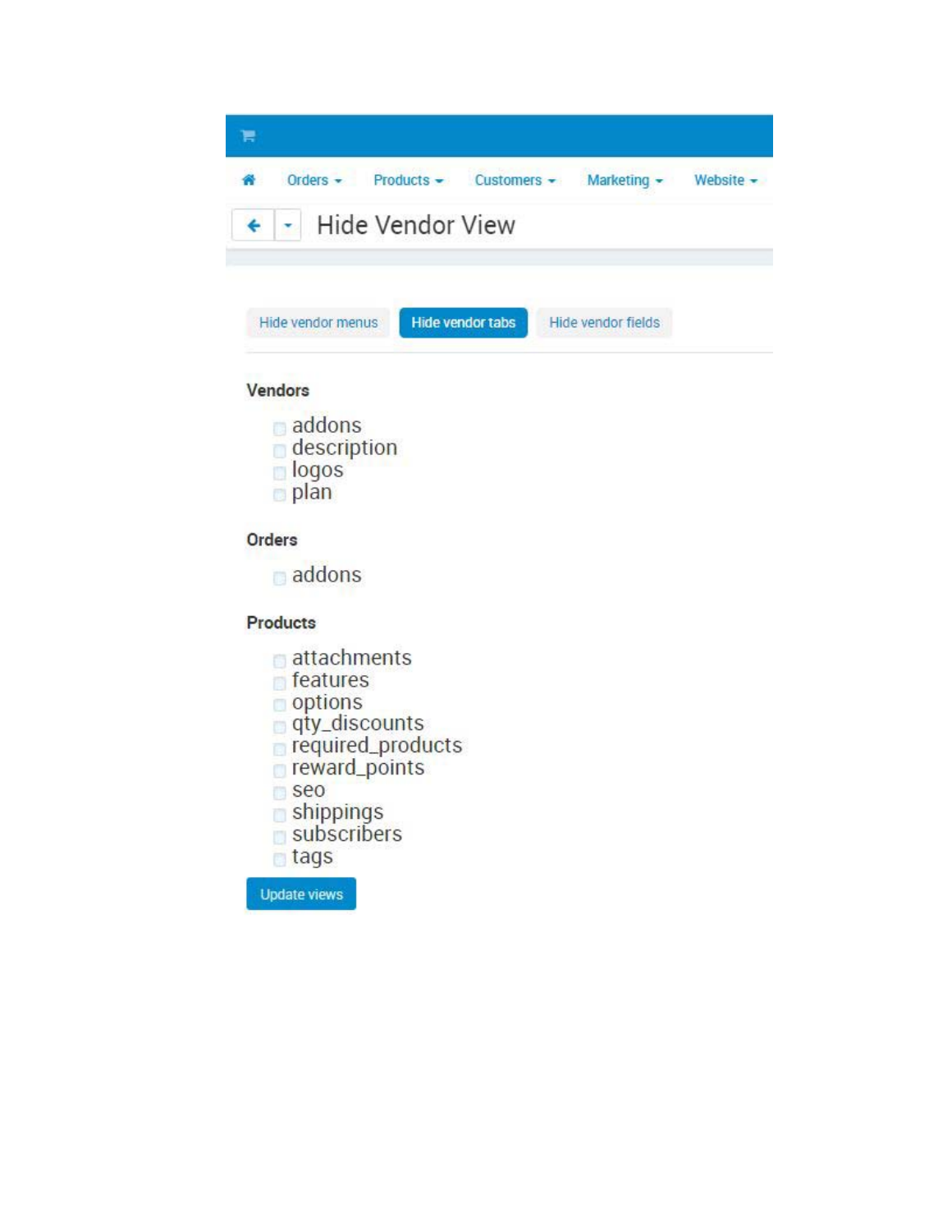Orders ▾ Products ▾ Customers ▾ Marketing ▾ Website ▾

# Hide Vendor View

Hide vendor menus | Hide vendor tabs | Hide vendor fields

**Vendors**

- [ ] addons
- [ ] description
- [ ] logos
- [ ] plan

**Orders**

- [ ] addons

**Products**

- [ ] attachments
- [ ] features
- [ ] options
- [ ] qty_discounts
- [ ] required_products
- [ ] reward_points
- [ ] seo
- [ ] shippings
- [ ] subscribers
- [ ] tags

Update views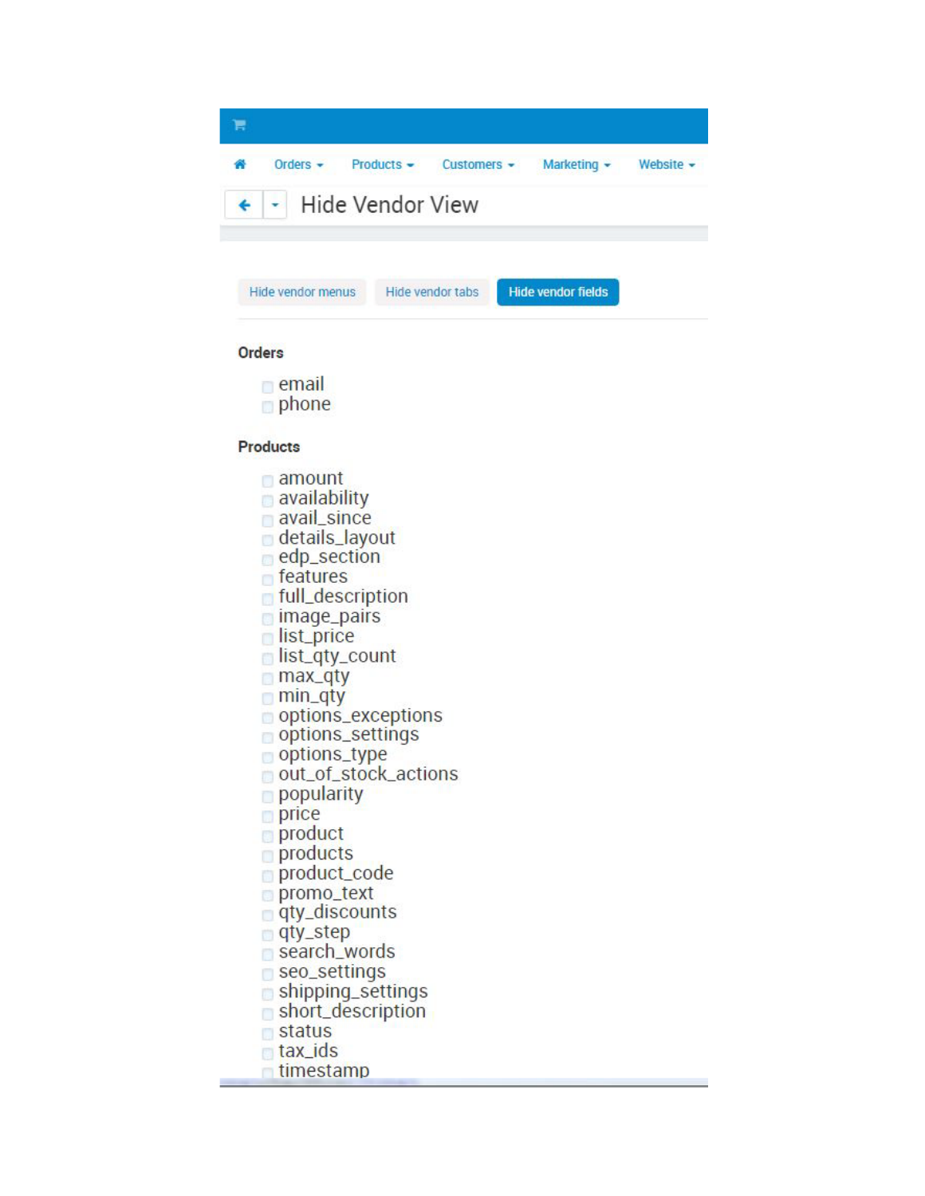Orders Products Customers Marketing Website

# Hide Vendor View

Hide vendor menus | Hide vendor tabs | Hide vendor fields

## Orders

- email
- phone

## Products

- amount
- availability
- avail_since
- details_layout
- edp_section
- features
- full_description
- image_pairs
- list_price
- list_qty_count
- max_qty
- min_qty
- options_exceptions
- options_settings
- options_type
- out_of_stock_actions
- popularity
- price
- product
- products
- product_code
- promo_text
- qty_discounts
- qty_step
- search_words
- seo_settings
- shipping_settings
- short_description
- status
- tax_ids
- timestamp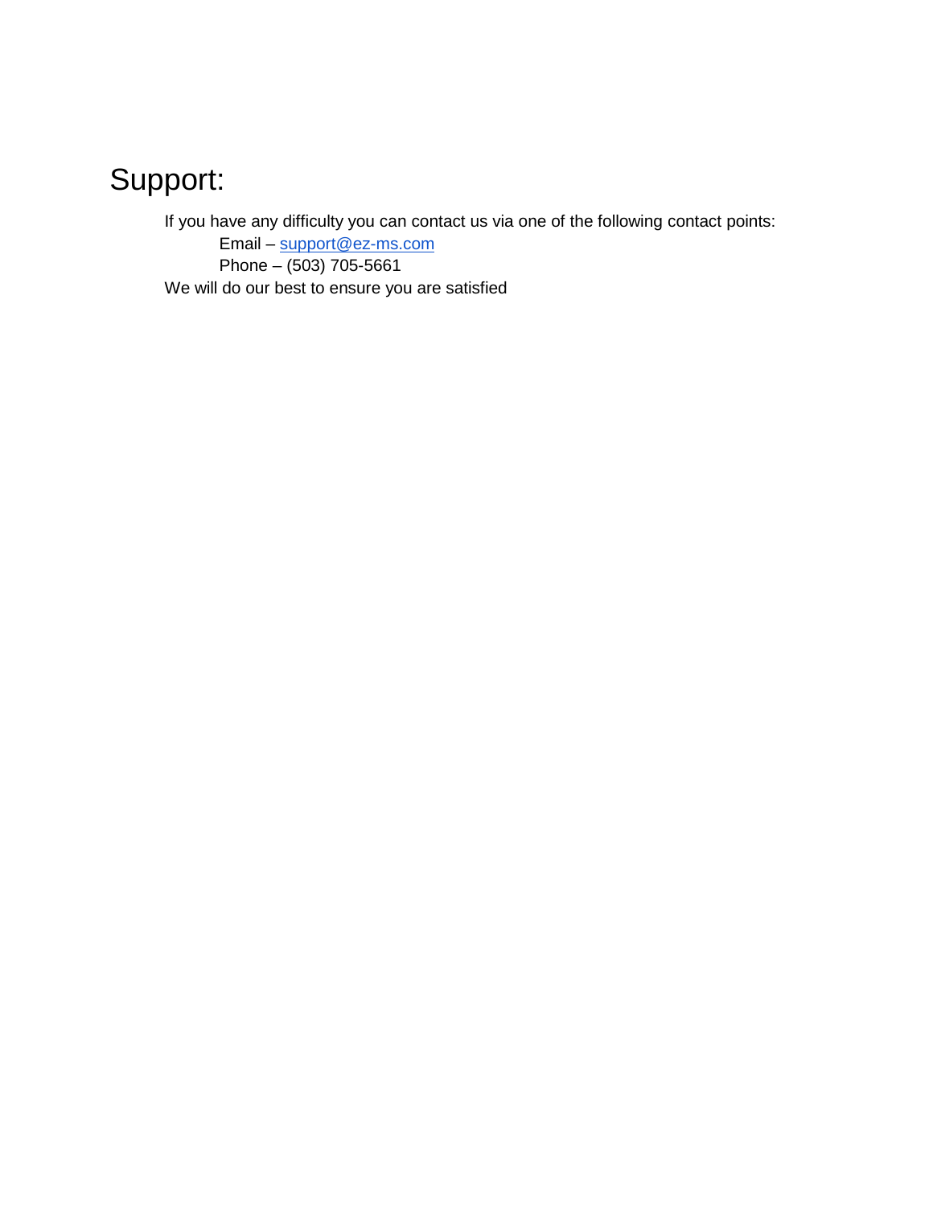# Support:

If you have any difficulty you can contact us via one of the following contact points:

Email – support@ez-ms.com

Phone – (503) 705-5661

We will do our best to ensure you are satisfied